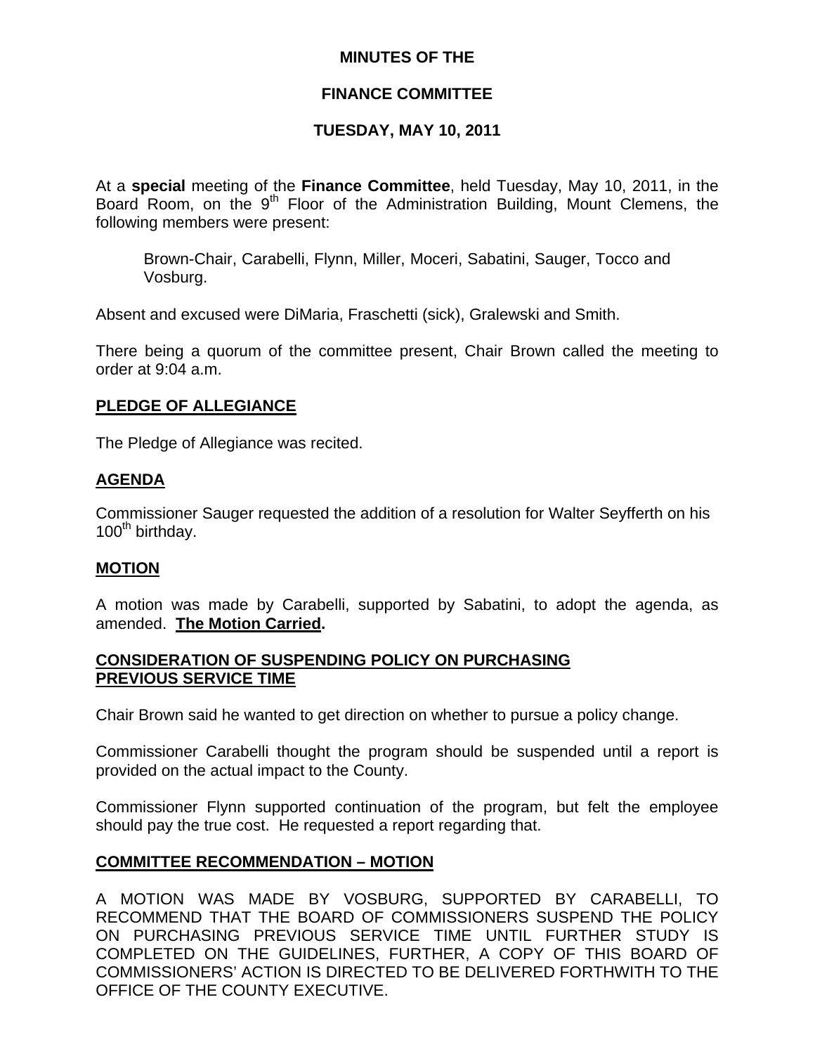# MINUTES OF THE

# FINANCE COMMITTEE

# TUESDAY, MAY 10, 2011

At a **special** meeting of the **Finance Committee**, held Tuesday, May 10, 2011, in the Board Room, on the 9th Floor of the Administration Building, Mount Clemens, the following members were present:

> Brown-Chair, Carabelli, Flynn, Miller, Moceri, Sabatini, Sauger, Tocco and Vosburg.

Absent and excused were DiMaria, Fraschetti (sick), Gralewski and Smith.

There being a quorum of the committee present, Chair Brown called the meeting to order at 9:04 a.m.

## PLEDGE OF ALLEGIANCE

The Pledge of Allegiance was recited.

## AGENDA

Commissioner Sauger requested the addition of a resolution for Walter Seyfferth on his 100th birthday.

## MOTION

A motion was made by Carabelli, supported by Sabatini, to adopt the agenda, as amended. **The Motion Carried.**

## CONSIDERATION OF SUSPENDING POLICY ON PURCHASING PREVIOUS SERVICE TIME

Chair Brown said he wanted to get direction on whether to pursue a policy change.

Commissioner Carabelli thought the program should be suspended until a report is provided on the actual impact to the County.

Commissioner Flynn supported continuation of the program, but felt the employee should pay the true cost. He requested a report regarding that.

## COMMITTEE RECOMMENDATION – MOTION

A MOTION WAS MADE BY VOSBURG, SUPPORTED BY CARABELLI, TO RECOMMEND THAT THE BOARD OF COMMISSIONERS SUSPEND THE POLICY ON PURCHASING PREVIOUS SERVICE TIME UNTIL FURTHER STUDY IS COMPLETED ON THE GUIDELINES, FURTHER, A COPY OF THIS BOARD OF COMMISSIONERS' ACTION IS DIRECTED TO BE DELIVERED FORTHWITH TO THE OFFICE OF THE COUNTY EXECUTIVE.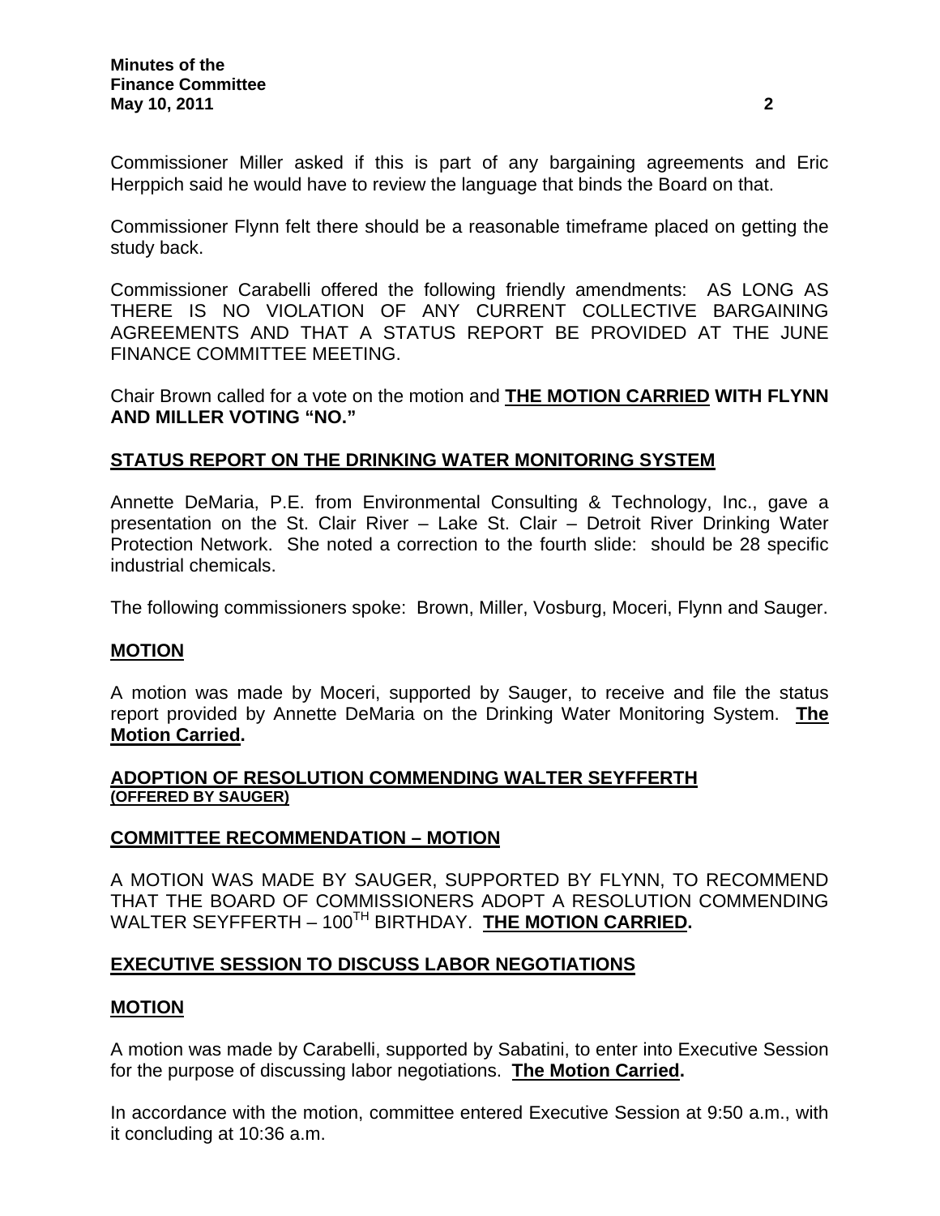Commissioner Miller asked if this is part of any bargaining agreements and Eric Herppich said he would have to review the language that binds the Board on that.

Commissioner Flynn felt there should be a reasonable timeframe placed on getting the study back.

Commissioner Carabelli offered the following friendly amendments: AS LONG AS THERE IS NO VIOLATION OF ANY CURRENT COLLECTIVE BARGAINING AGREEMENTS AND THAT A STATUS REPORT BE PROVIDED AT THE JUNE FINANCE COMMITTEE MEETING.

Chair Brown called for a vote on the motion and **THE MOTION CARRIED WITH FLYNN AND MILLER VOTING "NO."**

## STATUS REPORT ON THE DRINKING WATER MONITORING SYSTEM

Annette DeMaria, P.E. from Environmental Consulting & Technology, Inc., gave a presentation on the St. Clair River – Lake St. Clair – Detroit River Drinking Water Protection Network. She noted a correction to the fourth slide: should be 28 specific industrial chemicals.

The following commissioners spoke: Brown, Miller, Vosburg, Moceri, Flynn and Sauger.

## MOTION

A motion was made by Moceri, supported by Sauger, to receive and file the status report provided by Annette DeMaria on the Drinking Water Monitoring System. **The Motion Carried.**

## ADOPTION OF RESOLUTION COMMENDING WALTER SEYFFERTH
**(OFFERED BY SAUGER)**

## COMMITTEE RECOMMENDATION – MOTION

A MOTION WAS MADE BY SAUGER, SUPPORTED BY FLYNN, TO RECOMMEND THAT THE BOARD OF COMMISSIONERS ADOPT A RESOLUTION COMMENDING WALTER SEYFFERTH – 100TH BIRTHDAY. **THE MOTION CARRIED.**

## EXECUTIVE SESSION TO DISCUSS LABOR NEGOTIATIONS

## MOTION

A motion was made by Carabelli, supported by Sabatini, to enter into Executive Session for the purpose of discussing labor negotiations. **The Motion Carried.**

In accordance with the motion, committee entered Executive Session at 9:50 a.m., with it concluding at 10:36 a.m.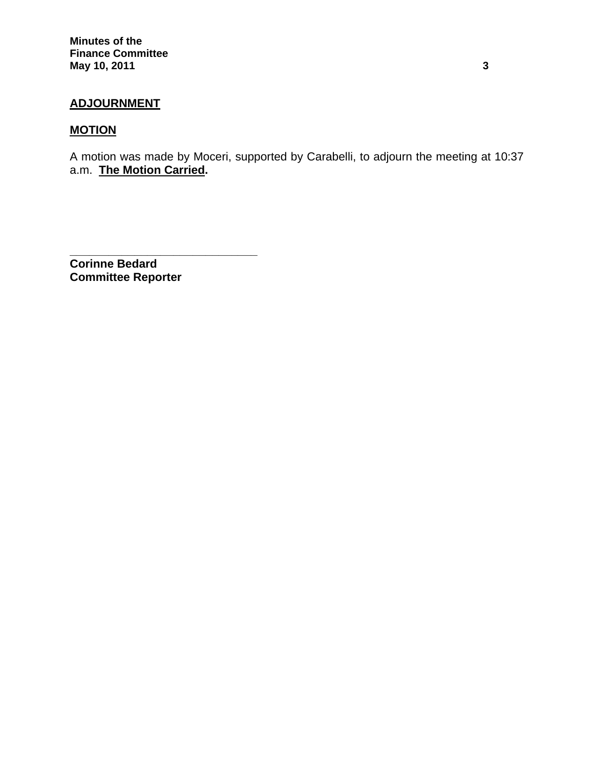## ADJOURNMENT

## MOTION

A motion was made by Moceri, supported by Carabelli, to adjourn the meeting at 10:37 a.m. **The Motion Carried.**

______________________________
**Corinne Bedard**
**Committee Reporter**